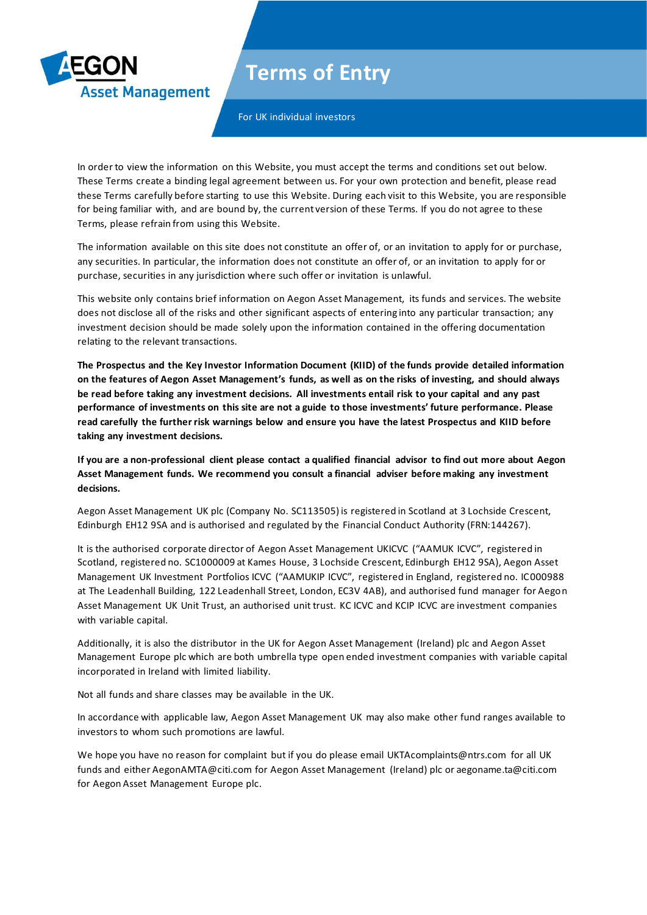AEGON Asset Management

# Terms of Entry

For UK individual investors

In order to view the information on this Website, you must accept the terms and conditions set out below. These Terms create a binding legal agreement between us. For your own protection and benefit, please read these Terms carefully before starting to use this Website. During each visit to this Website, you are responsible for being familiar with, and are bound by, the current version of these Terms. If you do not agree to these Terms, please refrain from using this Website.

The information available on this site does not constitute an offer of, or an invitation to apply for or purchase, any securities. In particular, the information does not constitute an offer of, or an invitation to apply for or purchase, securities in any jurisdiction where such offer or invitation is unlawful.

This website only contains brief information on Aegon Asset Management, its funds and services. The website does not disclose all of the risks and other significant aspects of entering into any particular transaction; any investment decision should be made solely upon the information contained in the offering documentation relating to the relevant transactions.

**The Prospectus and the Key Investor Information Document (KIID) of the funds provide detailed information on the features of Aegon Asset Management's funds, as well as on the risks of investing, and should always be read before taking any investment decisions. All investments entail risk to your capital and any past performance of investments on this site are not a guide to those investments' future performance. Please read carefully the further risk warnings below and ensure you have the latest Prospectus and KIID before taking any investment decisions.**

**If you are a non-professional client please contact a qualified financial advisor to find out more about Aegon Asset Management funds. We recommend you consult a financial adviser before making any investment decisions.**

Aegon Asset Management UK plc (Company No. SC113505) is registered in Scotland at 3 Lochside Crescent, Edinburgh EH12 9SA and is authorised and regulated by the Financial Conduct Authority (FRN:144267).

It is the authorised corporate director of Aegon Asset Management UKICVC ("AAMUK ICVC", registered in Scotland, registered no. SC1000009 at Kames House, 3 Lochside Crescent, Edinburgh EH12 9SA), Aegon Asset Management UK Investment Portfolios ICVC ("AAMUKIP ICVC", registered in England, registered no. IC000988 at The Leadenhall Building, 122 Leadenhall Street, London, EC3V 4AB), and authorised fund manager for Aegon Asset Management UK Unit Trust, an authorised unit trust. KC ICVC and KCIP ICVC are investment companies with variable capital.

Additionally, it is also the distributor in the UK for Aegon Asset Management (Ireland) plc and Aegon Asset Management Europe plc which are both umbrella type open ended investment companies with variable capital incorporated in Ireland with limited liability.

Not all funds and share classes may be available in the UK.

In accordance with applicable law, Aegon Asset Management UK may also make other fund ranges available to investors to whom such promotions are lawful.

We hope you have no reason for complaint but if you do please email UKTAcomplaints@ntrs.com for all UK funds and either AegonAMTA@citi.com for Aegon Asset Management (Ireland) plc or aegoname.ta@citi.com for Aegon Asset Management Europe plc.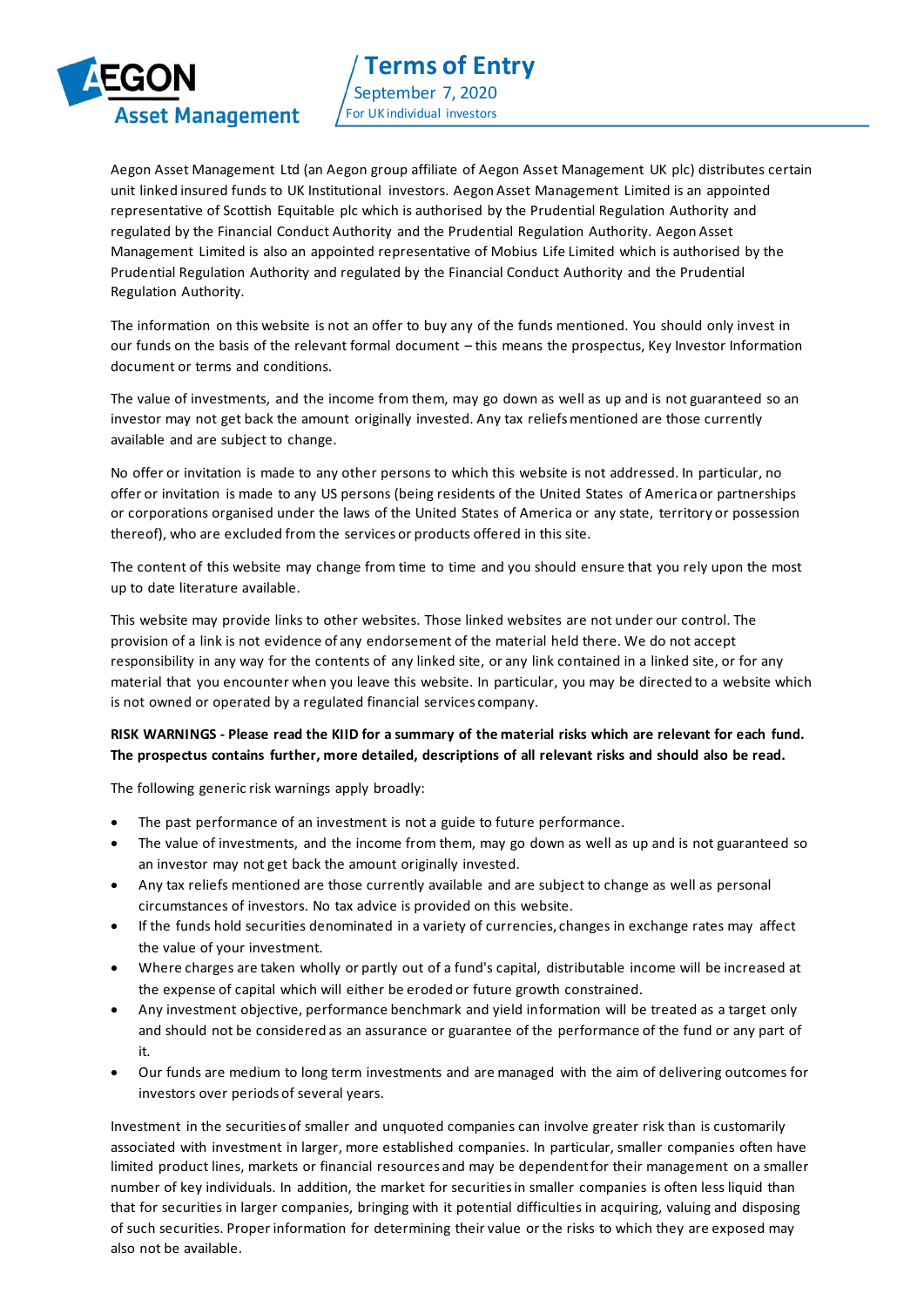# Terms of Entry

September 7, 2020

For UK individual investors

Aegon Asset Management Ltd (an Aegon group affiliate of Aegon Asset Management UK plc) distributes certain unit linked insured funds to UK Institutional investors. Aegon Asset Management Limited is an appointed representative of Scottish Equitable plc which is authorised by the Prudential Regulation Authority and regulated by the Financial Conduct Authority and the Prudential Regulation Authority. Aegon Asset Management Limited is also an appointed representative of Mobius Life Limited which is authorised by the Prudential Regulation Authority and regulated by the Financial Conduct Authority and the Prudential Regulation Authority.

The information on this website is not an offer to buy any of the funds mentioned. You should only invest in our funds on the basis of the relevant formal document – this means the prospectus, Key Investor Information document or terms and conditions.

The value of investments, and the income from them, may go down as well as up and is not guaranteed so an investor may not get back the amount originally invested. Any tax reliefs mentioned are those currently available and are subject to change.

No offer or invitation is made to any other persons to which this website is not addressed. In particular, no offer or invitation is made to any US persons (being residents of the United States of America or partnerships or corporations organised under the laws of the United States of America or any state, territory or possession thereof), who are excluded from the services or products offered in this site.

The content of this website may change from time to time and you should ensure that you rely upon the most up to date literature available.

This website may provide links to other websites. Those linked websites are not under our control. The provision of a link is not evidence of any endorsement of the material held there. We do not accept responsibility in any way for the contents of any linked site, or any link contained in a linked site, or for any material that you encounter when you leave this website. In particular, you may be directed to a website which is not owned or operated by a regulated financial services company.

**RISK WARNINGS - Please read the KIID for a summary of the material risks which are relevant for each fund. The prospectus contains further, more detailed, descriptions of all relevant risks and should also be read.**

The following generic risk warnings apply broadly:

- The past performance of an investment is not a guide to future performance.
- The value of investments, and the income from them, may go down as well as up and is not guaranteed so an investor may not get back the amount originally invested.
- Any tax reliefs mentioned are those currently available and are subject to change as well as personal circumstances of investors. No tax advice is provided on this website.
- If the funds hold securities denominated in a variety of currencies, changes in exchange rates may affect the value of your investment.
- Where charges are taken wholly or partly out of a fund's capital, distributable income will be increased at the expense of capital which will either be eroded or future growth constrained.
- Any investment objective, performance benchmark and yield information will be treated as a target only and should not be considered as an assurance or guarantee of the performance of the fund or any part of it.
- Our funds are medium to long term investments and are managed with the aim of delivering outcomes for investors over periods of several years.

Investment in the securities of smaller and unquoted companies can involve greater risk than is customarily associated with investment in larger, more established companies. In particular, smaller companies often have limited product lines, markets or financial resources and may be dependent for their management on a smaller number of key individuals. In addition, the market for securities in smaller companies is often less liquid than that for securities in larger companies, bringing with it potential difficulties in acquiring, valuing and disposing of such securities. Proper information for determining their value or the risks to which they are exposed may also not be available.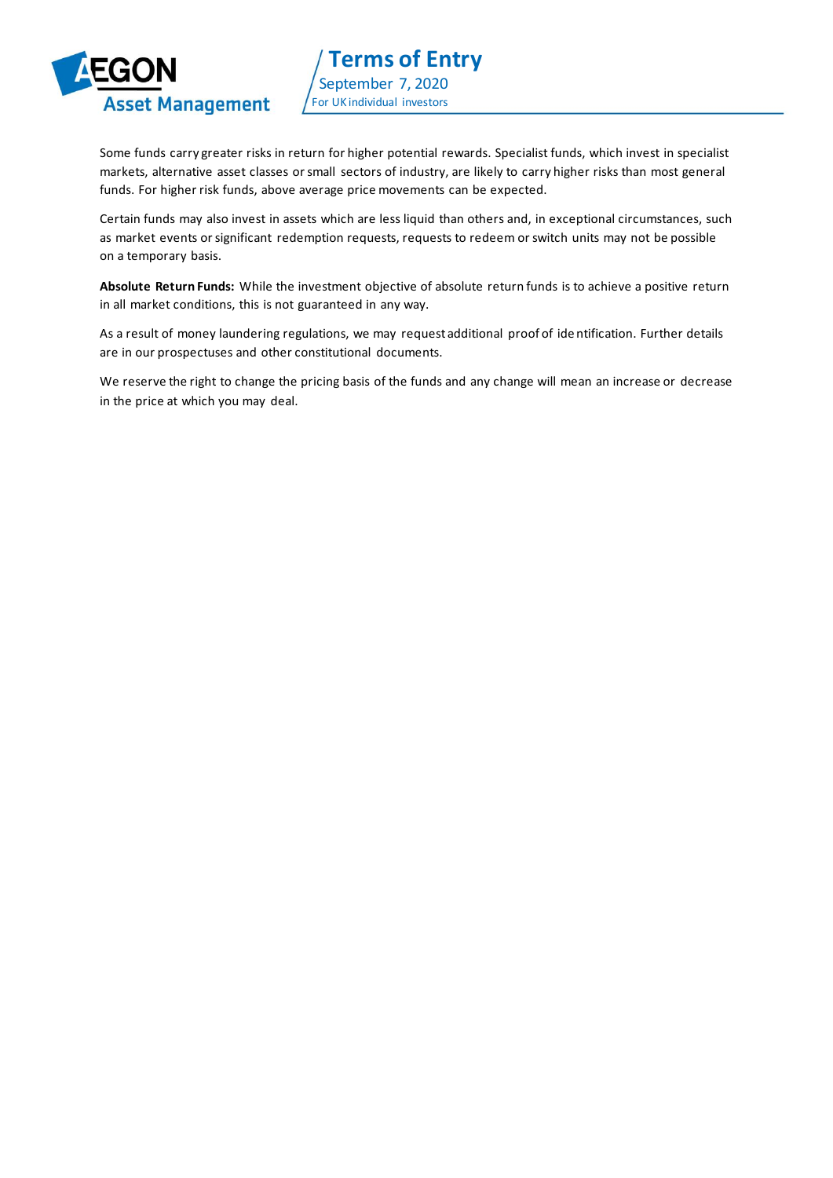Some funds carry greater risks in return for higher potential rewards. Specialist funds, which invest in specialist markets, alternative asset classes or small sectors of industry, are likely to carry higher risks than most general funds. For higher risk funds, above average price movements can be expected.

Certain funds may also invest in assets which are less liquid than others and, in exceptional circumstances, such as market events or significant redemption requests, requests to redeem or switch units may not be possible on a temporary basis.

**Absolute Return Funds:** While the investment objective of absolute return funds is to achieve a positive return in all market conditions, this is not guaranteed in any way.

As a result of money laundering regulations, we may request additional proof of identification. Further details are in our prospectuses and other constitutional documents.

We reserve the right to change the pricing basis of the funds and any change will mean an increase or decrease in the price at which you may deal.